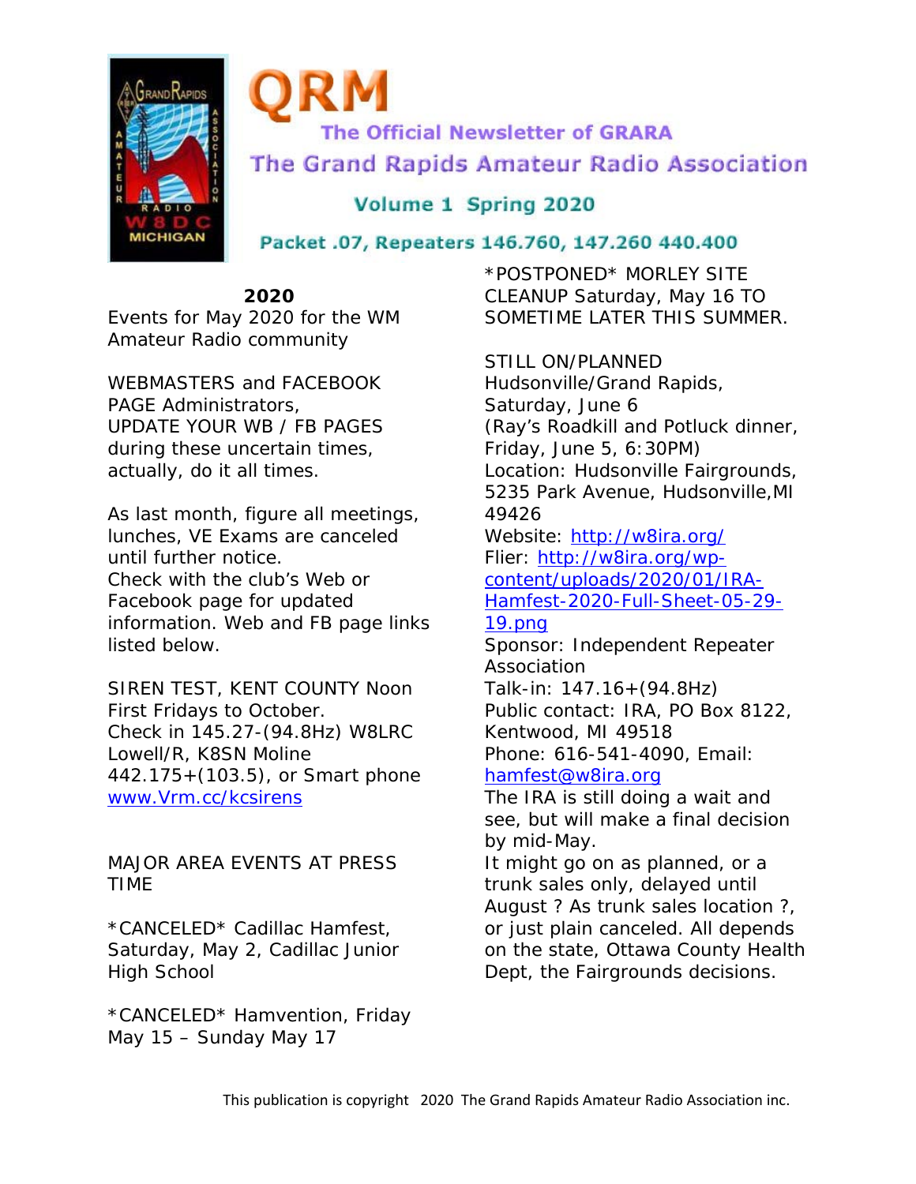# QRM

## The Official Newsletter of GRARA

## The Grand Rapids Amateur Radio Association

### Volume 1 Spring 2020

**Packet .07, Repeaters 146.760, 147.260 440.400**

**2020**

Events for May 2020 for the WM Amateur Radio community

WEBMASTERS and FACEBOOK PAGE Administrators, UPDATE YOUR WB / FB PAGES during these uncertain times, actually, do it all times.

As last month, figure all meetings, lunches, VE Exams are canceled until further notice.
Check with the club's Web or Facebook page for updated information. Web and FB page links listed below.

SIREN TEST, KENT COUNTY Noon First Fridays to October.
Check in 145.27-(94.8Hz) W8LRC Lowell/R, K8SN Moline 442.175+(103.5), or Smart phone www.Vrm.cc/kcsirens

MAJOR AREA EVENTS AT PRESS TIME

*CANCELED* Cadillac Hamfest, Saturday, May 2, Cadillac Junior High School

*CANCELED* Hamvention, Friday May 15 – Sunday May 17

*POSTPONED* MORLEY SITE CLEANUP Saturday, May 16 TO SOMETIME LATER THIS SUMMER.

STILL ON/PLANNED
Hudsonville/Grand Rapids, Saturday, June 6
(Ray's Roadkill and Potluck dinner, Friday, June 5, 6:30PM)
Location: Hudsonville Fairgrounds, 5235 Park Avenue, Hudsonville,MI 49426
Website: http://w8ira.org/
Flier: http://w8ira.org/wp-content/uploads/2020/01/IRA-Hamfest-2020-Full-Sheet-05-29-19.png
Sponsor: Independent Repeater Association
Talk-in: 147.16+(94.8Hz)
Public contact: IRA, PO Box 8122, Kentwood, MI 49518
Phone: 616-541-4090, Email: hamfest@w8ira.org
The IRA is still doing a wait and see, but will make a final decision by mid-May.
It might go on as planned, or a trunk sales only, delayed until August ? As trunk sales location ?, or just plain canceled. All depends on the state, Ottawa County Health Dept, the Fairgrounds decisions.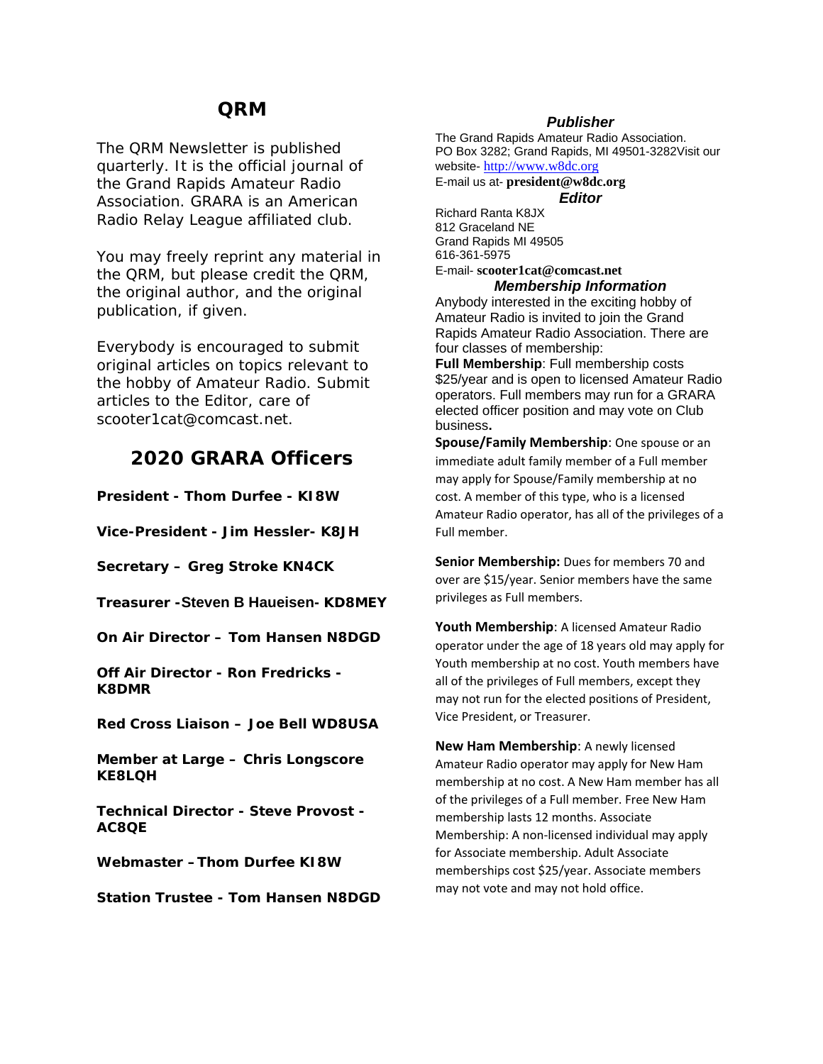# QRM

The QRM Newsletter is published quarterly. It is the official journal of the Grand Rapids Amateur Radio Association. GRARA is an American Radio Relay League affiliated club.

You may freely reprint any material in the QRM, but please credit the QRM, the original author, and the original publication, if given.

Everybody is encouraged to submit original articles on topics relevant to the hobby of Amateur Radio. Submit articles to the Editor, care of scooter1cat@comcast.net.

## 2020 GRARA Officers

**President - Thom Durfee - KI8W**

**Vice-President - Jim Hessler- K8JH**

**Secretary – Greg Stroke KN4CK**

**Treasurer -Steven B Haueisen- KD8MEY**

**On Air Director – Tom Hansen N8DGD**

**Off Air Director - Ron Fredricks - K8DMR**

**Red Cross Liaison – Joe Bell WD8USA**

**Member at Large – Chris Longscore KE8LQH**

**Technical Director - Steve Provost - AC8QE**

**Webmaster – Thom Durfee KI8W**

**Station Trustee - Tom Hansen N8DGD**

### *Publisher*

The Grand Rapids Amateur Radio Association.
PO Box 3282; Grand Rapids, MI 49501-3282Visit our website- http://www.w8dc.org
E-mail us at- **president@w8dc.org**

### *Editor*

Richard Ranta K8JX
812 Graceland NE
Grand Rapids MI 49505
616-361-5975
E-mail- **scooter1cat@comcast.net**

### *Membership Information*

Anybody interested in the exciting hobby of Amateur Radio is invited to join the Grand Rapids Amateur Radio Association. There are four classes of membership:

**Full Membership**: Full membership costs $25/year and is open to licensed Amateur Radio operators. Full members may run for a GRARA elected officer position and may vote on Club business**.**

**Spouse/Family Membership**: One spouse or an immediate adult family member of a Full member may apply for Spouse/Family membership at no cost. A member of this type, who is a licensed Amateur Radio operator, has all of the privileges of a Full member.

**Senior Membership:** Dues for members 70 and over are $15/year. Senior members have the same privileges as Full members.

**Youth Membership**: A licensed Amateur Radio operator under the age of 18 years old may apply for Youth membership at no cost. Youth members have all of the privileges of Full members, except they may not run for the elected positions of President, Vice President, or Treasurer.

**New Ham Membership**: A newly licensed Amateur Radio operator may apply for New Ham membership at no cost. A New Ham member has all of the privileges of a Full member. Free New Ham membership lasts 12 months. Associate Membership: A non-licensed individual may apply for Associate membership. Adult Associate memberships cost $25/year. Associate members may not vote and may not hold office.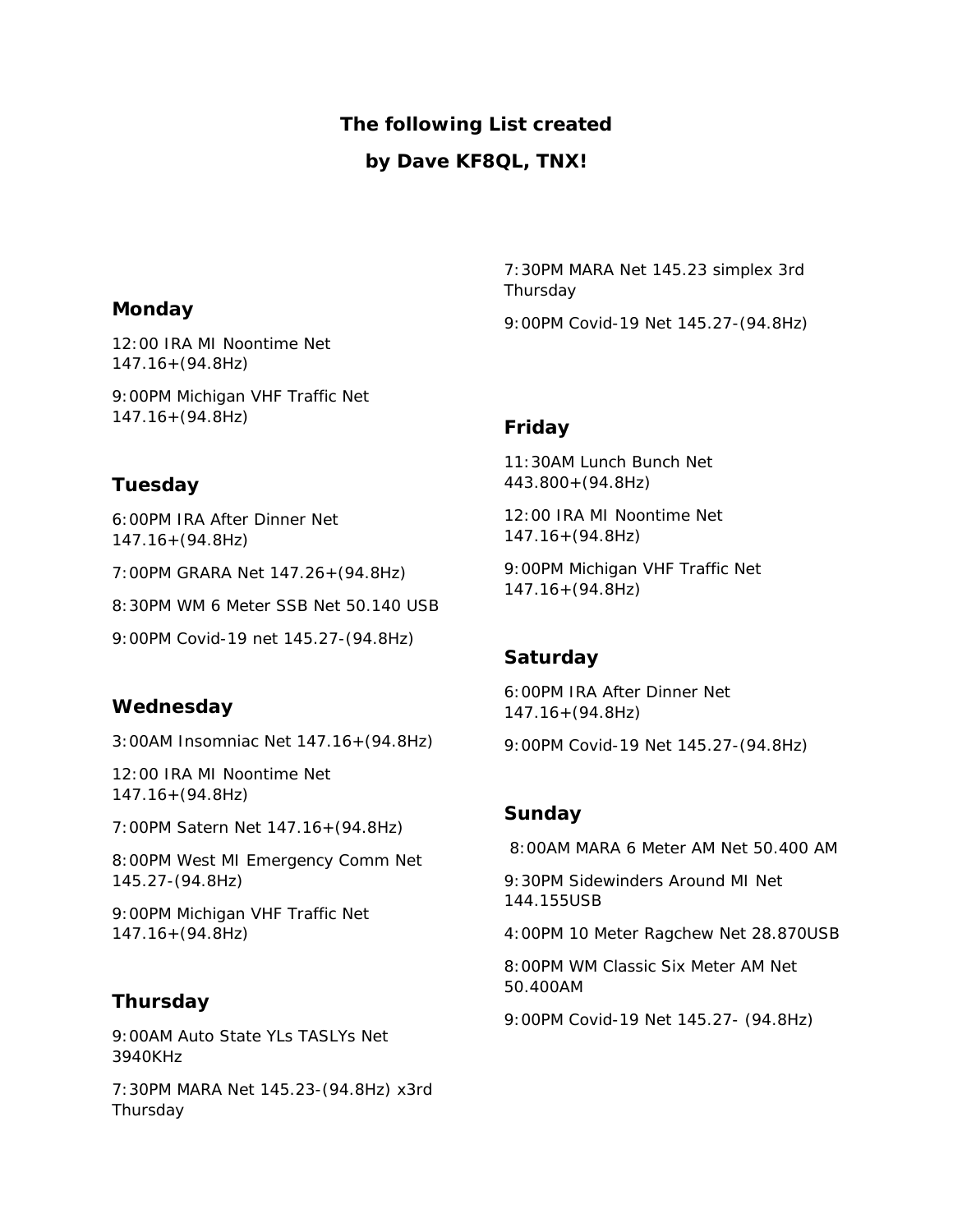**The following List created**

**by Dave KF8QL, TNX!**

### Monday

12:00 IRA MI Noontime Net 147.16+(94.8Hz)

9:00PM Michigan VHF Traffic Net 147.16+(94.8Hz)

### Tuesday

6:00PM IRA After Dinner Net 147.16+(94.8Hz)

7:00PM GRARA Net 147.26+(94.8Hz)

8:30PM WM 6 Meter SSB Net 50.140 USB

9:00PM Covid-19 net 145.27-(94.8Hz)

### Wednesday

3:00AM Insomniac Net 147.16+(94.8Hz)

12:00 IRA MI Noontime Net 147.16+(94.8Hz)

7:00PM Satern Net 147.16+(94.8Hz)

8:00PM West MI Emergency Comm Net 145.27-(94.8Hz)

9:00PM Michigan VHF Traffic Net 147.16+(94.8Hz)

### Thursday

9:00AM Auto State YLs TASLYs Net 3940KHz

7:30PM MARA Net 145.23-(94.8Hz) x3rd Thursday

7:30PM MARA Net 145.23 simplex 3rd Thursday

9:00PM Covid-19 Net 145.27-(94.8Hz)

### Friday

11:30AM Lunch Bunch Net 443.800+(94.8Hz)

12:00 IRA MI Noontime Net 147.16+(94.8Hz)

9:00PM Michigan VHF Traffic Net 147.16+(94.8Hz)

### Saturday

6:00PM IRA After Dinner Net 147.16+(94.8Hz)

9:00PM Covid-19 Net 145.27-(94.8Hz)

### Sunday

8:00AM MARA 6 Meter AM Net 50.400 AM

9:30PM Sidewinders Around MI Net 144.155USB

4:00PM 10 Meter Ragchew Net 28.870USB

8:00PM WM Classic Six Meter AM Net 50.400AM

9:00PM Covid-19 Net 145.27- (94.8Hz)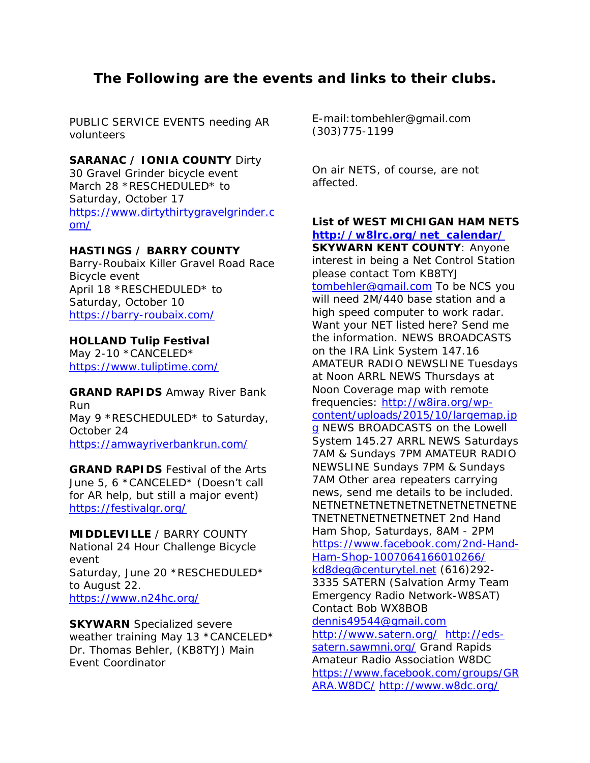# The Following are the events and links to their clubs.

PUBLIC SERVICE EVENTS needing AR volunteers

**SARANAC / IONIA COUNTY** Dirty 30 Gravel Grinder bicycle event
March 28 *RESCHEDULED* to Saturday, October 17
https://www.dirtythirtygravelgrinder.com/

**HASTINGS / BARRY COUNTY**
Barry-Roubaix Killer Gravel Road Race Bicycle event
April 18 *RESCHEDULED* to Saturday, October 10
https://barry-roubaix.com/

**HOLLAND Tulip Festival**
May 2-10 *CANCELED*
https://www.tuliptime.com/

**GRAND RAPIDS** Amway River Bank Run
May 9 *RESCHEDULED* to Saturday, October 24
https://amwayriverbankrun.com/

**GRAND RAPIDS** Festival of the Arts
June 5, 6 *CANCELED* (Doesn't call for AR help, but still a major event)
https://festivalgr.org/

**MIDDLEVILLE** / BARRY COUNTY
National 24 Hour Challenge Bicycle event
Saturday, June 20 *RESCHEDULED* to August 22.
https://www.n24hc.org/

**SKYWARN** Specialized severe weather training May 13 *CANCELED*
Dr. Thomas Behler, (KB8TYJ) Main Event Coordinator
E-mail:tombehler@gmail.com
(303)775-1199

On air NETS, of course, are not affected.

**List of WEST MICHIGAN HAM NETS**
**http://w8lrc.org/net_calendar/**
**SKYWARN KENT COUNTY**: Anyone interest in being a Net Control Station please contact Tom KB8TYJ tombehler@gmail.com To be NCS you will need 2M/440 base station and a high speed computer to work radar. Want your NET listed here? Send me the information. NEWS BROADCASTS on the IRA Link System 147.16 AMATEUR RADIO NEWSLINE Tuesdays at Noon ARRL NEWS Thursdays at Noon Coverage map with remote frequencies: http://w8ira.org/wp-content/uploads/2015/10/largemap.jpg NEWS BROADCASTS on the Lowell System 145.27 ARRL NEWS Saturdays 7AM & Sundays 7PM AMATEUR RADIO NEWSLINE Sundays 7PM & Sundays 7AM Other area repeaters carrying news, send me details to be included. NETNETNETNETNETNETNETNETNETNETNETNETNETNETNETNET 2nd Hand Ham Shop, Saturdays, 8AM - 2PM https://www.facebook.com/2nd-Hand-Ham-Shop-1007064166010266/ kd8deg@centurytel.net (616)292-3335 SATERN (Salvation Army Team Emergency Radio Network-W8SAT) Contact Bob WX8BOB dennis49544@gmail.com http://www.satern.org/ http://eds-satern.sawmni.org/ Grand Rapids Amateur Radio Association W8DC https://www.facebook.com/groups/GRARA.W8DC/ http://www.w8dc.org/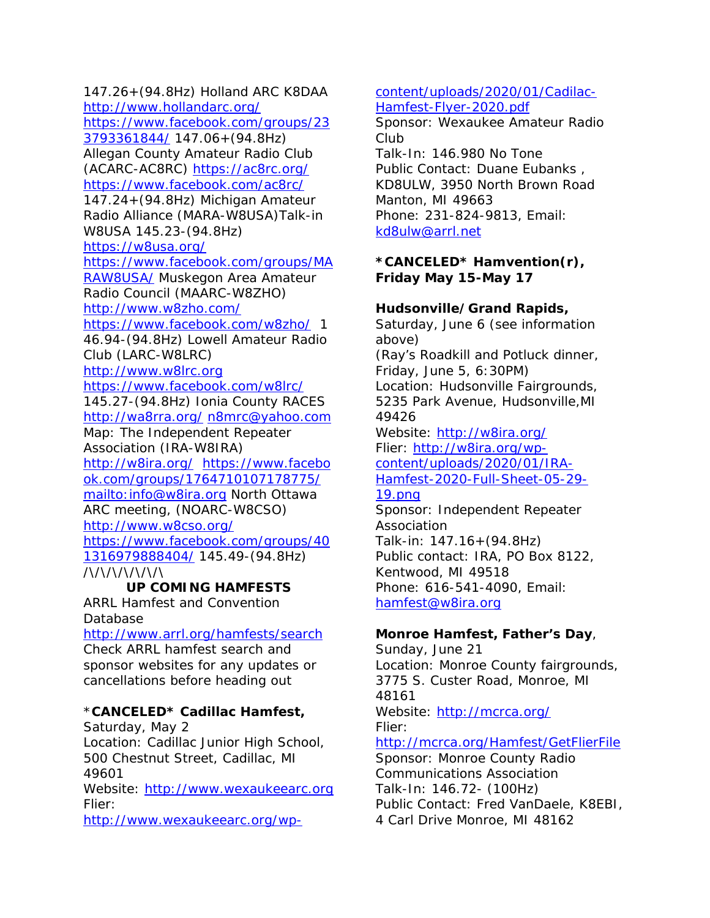147.26+(94.8Hz) Holland ARC K8DAA http://www.hollandarc.org/ https://www.facebook.com/groups/233793361844/ 147.06+(94.8Hz) Allegan County Amateur Radio Club (ACARC-AC8RC) https://ac8rc.org/ https://www.facebook.com/ac8rc/ 147.24+(94.8Hz) Michigan Amateur Radio Alliance (MARA-W8USA)Talk-in W8USA 145.23-(94.8Hz) https://w8usa.org/ https://www.facebook.com/groups/MARAW8USA/ Muskegon Area Amateur Radio Council (MAARC-W8ZHO) http://www.w8zho.com/ https://www.facebook.com/w8zho/ 146.94-(94.8Hz) Lowell Amateur Radio Club (LARC-W8LRC) http://www.w8lrc.org https://www.facebook.com/w8lrc/ 145.27-(94.8Hz) Ionia County RACES http://wa8rra.org/ n8mrc@yahoo.com Map: The Independent Repeater Association (IRA-W8IRA) http://w8ira.org/ https://www.facebook.com/groups/1764710107178775/ mailto:info@w8ira.org North Ottawa ARC meeting, (NOARC-W8CSO) http://www.w8cso.org/ https://www.facebook.com/groups/401316979888404/ 145.49-(94.8Hz)

/\/\/\/\/\/\/\

**UP COMING HAMFESTS**

ARRL Hamfest and Convention Database
http://www.arrl.org/hamfests/search
Check ARRL hamfest search and sponsor websites for any updates or cancellations before heading out

**\*CANCELED\* Cadillac Hamfest,**
Saturday, May 2
Location: Cadillac Junior High School, 500 Chestnut Street, Cadillac, MI 49601
Website: http://www.wexaukeearc.org
Flier:
http://www.wexaukeearc.org/wp-content/uploads/2020/01/Cadilac-Hamfest-Flyer-2020.pdf
Sponsor: Wexaukee Amateur Radio Club
Talk-In: 146.980 No Tone
Public Contact: Duane Eubanks , KD8ULW, 3950 North Brown Road Manton, MI 49663
Phone: 231-824-9813, Email: kd8ulw@arrl.net

**\*CANCELED\* Hamvention(r), Friday May 15-May 17**

**Hudsonville/Grand Rapids,**
Saturday, June 6 (see information above)
(Ray's Roadkill and Potluck dinner, Friday, June 5, 6:30PM)
Location: Hudsonville Fairgrounds, 5235 Park Avenue, Hudsonville,MI 49426
Website: http://w8ira.org/
Flier: http://w8ira.org/wp-content/uploads/2020/01/IRA-Hamfest-2020-Full-Sheet-05-29-19.png
Sponsor: Independent Repeater Association
Talk-in: 147.16+(94.8Hz)
Public contact: IRA, PO Box 8122, Kentwood, MI 49518
Phone: 616-541-4090, Email: hamfest@w8ira.org

**Monroe Hamfest, Father's Day**,
Sunday, June 21
Location: Monroe County fairgrounds, 3775 S. Custer Road, Monroe, MI 48161
Website: http://mcrca.org/
Flier:
http://mcrca.org/Hamfest/GetFlierFile
Sponsor: Monroe County Radio Communications Association
Talk-In: 146.72- (100Hz)
Public Contact: Fred VanDaele, K8EBI, 4 Carl Drive Monroe, MI 48162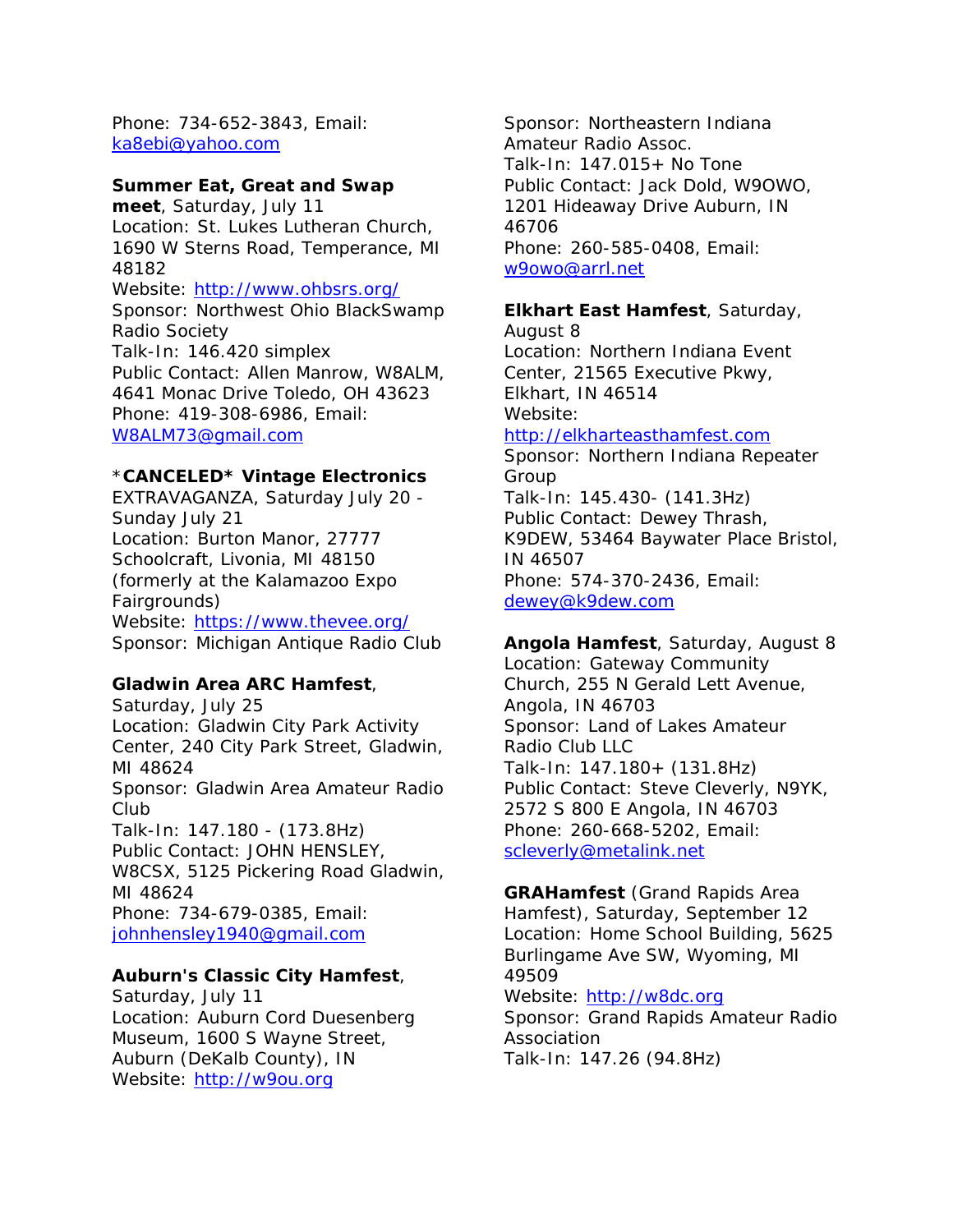Phone: 734-652-3843, Email: [ka8ebi@yahoo.com](mailto:ka8ebi@yahoo.com)

**Summer Eat, Great and Swap meet**, Saturday, July 11
Location: St. Lukes Lutheran Church, 1690 W Sterns Road, Temperance, MI 48182
Website: [http://www.ohbsrs.org/](http://www.ohbsrs.org/)
Sponsor: Northwest Ohio BlackSwamp Radio Society
Talk-In: 146.420 simplex
Public Contact: Allen Manrow, W8ALM, 4641 Monac Drive Toledo, OH 43623
Phone: 419-308-6986, Email: [W8ALM73@gmail.com](mailto:W8ALM73@gmail.com)

*CANCELED* **Vintage Electronics** EXTRAVAGANZA, Saturday July 20 - Sunday July 21
Location: Burton Manor, 27777 Schoolcraft, Livonia, MI 48150 (formerly at the Kalamazoo Expo Fairgrounds)
Website: [https://www.thevee.org/](https://www.thevee.org/)
Sponsor: Michigan Antique Radio Club

**Gladwin Area ARC Hamfest**, Saturday, July 25
Location: Gladwin City Park Activity Center, 240 City Park Street, Gladwin, MI 48624
Sponsor: Gladwin Area Amateur Radio Club
Talk-In: 147.180 - (173.8Hz)
Public Contact: JOHN HENSLEY, W8CSX, 5125 Pickering Road Gladwin, MI 48624
Phone: 734-679-0385, Email: [johnhensley1940@gmail.com](mailto:johnhensley1940@gmail.com)

**Auburn's Classic City Hamfest**, Saturday, July 11
Location: Auburn Cord Duesenberg Museum, 1600 S Wayne Street, Auburn (DeKalb County), IN
Website: [http://w9ou.org](http://w9ou.org)
Sponsor: Northeastern Indiana Amateur Radio Assoc.
Talk-In: 147.015+ No Tone
Public Contact: Jack Dold, W9OWO, 1201 Hideaway Drive Auburn, IN 46706
Phone: 260-585-0408, Email: [w9owo@arrl.net](mailto:w9owo@arrl.net)

**Elkhart East Hamfest**, Saturday, August 8
Location: Northern Indiana Event Center, 21565 Executive Pkwy, Elkhart, IN 46514
Website: [http://elkharteasthamfest.com](http://elkharteasthamfest.com)
Sponsor: Northern Indiana Repeater Group
Talk-In: 145.430- (141.3Hz)
Public Contact: Dewey Thrash, K9DEW, 53464 Baywater Place Bristol, IN 46507
Phone: 574-370-2436, Email: [dewey@k9dew.com](mailto:dewey@k9dew.com)

**Angola Hamfest**, Saturday, August 8
Location: Gateway Community Church, 255 N Gerald Lett Avenue, Angola, IN 46703
Sponsor: Land of Lakes Amateur Radio Club LLC
Talk-In: 147.180+ (131.8Hz)
Public Contact: Steve Cleverly, N9YK, 2572 S 800 E Angola, IN 46703
Phone: 260-668-5202, Email: [scleverly@metalink.net](mailto:scleverly@metalink.net)

**GRAHamfest** (Grand Rapids Area Hamfest), Saturday, September 12
Location: Home School Building, 5625 Burlingame Ave SW, Wyoming, MI 49509
Website: [http://w8dc.org](http://w8dc.org)
Sponsor: Grand Rapids Amateur Radio Association
Talk-In: 147.26 (94.8Hz)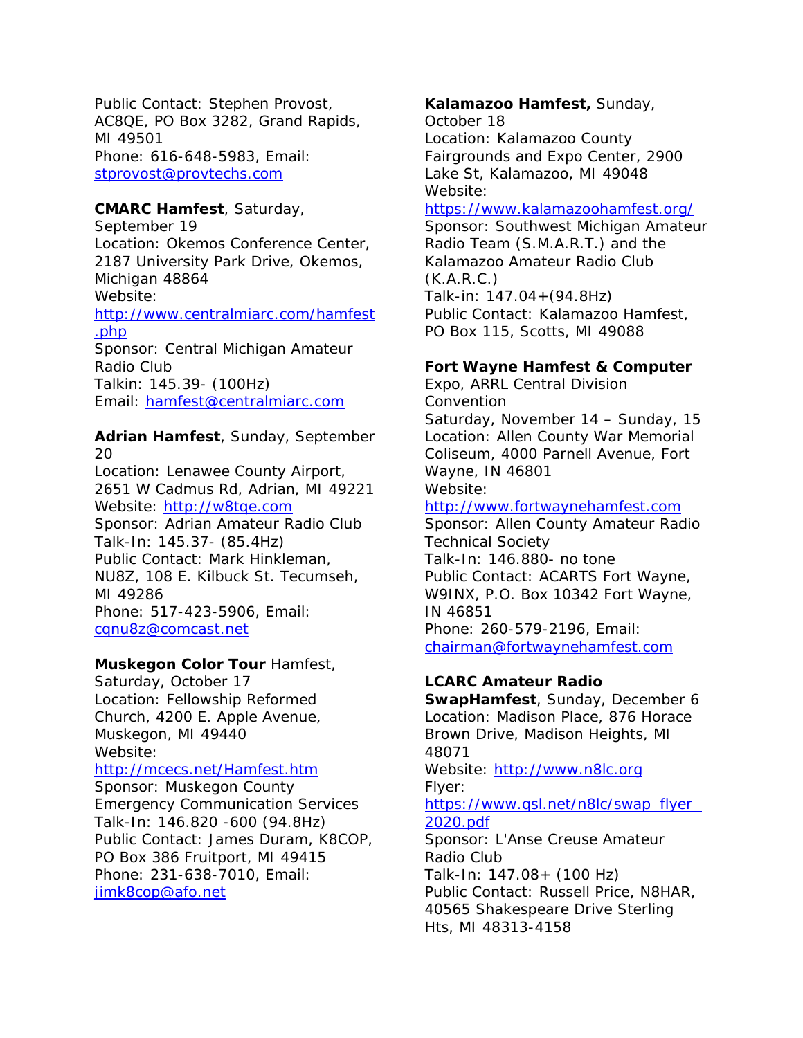Public Contact: Stephen Provost, AC8QE, PO Box 3282, Grand Rapids, MI 49501
Phone: 616-648-5983, Email: stprovost@provtechs.com

**CMARC Hamfest**, Saturday, September 19
Location: Okemos Conference Center, 2187 University Park Drive, Okemos, Michigan 48864
Website: http://www.centralmiarc.com/hamfest.php
Sponsor: Central Michigan Amateur Radio Club
Talkin: 145.39- (100Hz)
Email: hamfest@centralmiarc.com

**Adrian Hamfest**, Sunday, September 20
Location: Lenawee County Airport, 2651 W Cadmus Rd, Adrian, MI 49221
Website: http://w8tqe.com
Sponsor: Adrian Amateur Radio Club
Talk-In: 145.37- (85.4Hz)
Public Contact: Mark Hinkleman, NU8Z, 108 E. Kilbuck St. Tecumseh, MI 49286
Phone: 517-423-5906, Email: cqnu8z@comcast.net

**Muskegon Color Tour** Hamfest, Saturday, October 17
Location: Fellowship Reformed Church, 4200 E. Apple Avenue, Muskegon, MI 49440
Website: http://mcecs.net/Hamfest.htm
Sponsor: Muskegon County Emergency Communication Services
Talk-In: 146.820 -600 (94.8Hz)
Public Contact: James Duram, K8COP, PO Box 386 Fruitport, MI 49415
Phone: 231-638-7010, Email: jimk8cop@afo.net

**Kalamazoo Hamfest,** Sunday, October 18
Location: Kalamazoo County Fairgrounds and Expo Center, 2900 Lake St, Kalamazoo, MI 49048
Website: https://www.kalamazoohamfest.org/
Sponsor: Southwest Michigan Amateur Radio Team (S.M.A.R.T.) and the Kalamazoo Amateur Radio Club (K.A.R.C.)
Talk-in: 147.04+(94.8Hz)
Public Contact: Kalamazoo Hamfest, PO Box 115, Scotts, MI 49088

**Fort Wayne Hamfest & Computer** Expo, ARRL Central Division Convention
Saturday, November 14 – Sunday, 15
Location: Allen County War Memorial Coliseum, 4000 Parnell Avenue, Fort Wayne, IN 46801
Website: http://www.fortwaynehamfest.com
Sponsor: Allen County Amateur Radio Technical Society
Talk-In: 146.880- no tone
Public Contact: ACARTS Fort Wayne, W9INX, P.O. Box 10342 Fort Wayne, IN 46851
Phone: 260-579-2196, Email: chairman@fortwaynehamfest.com

**LCARC Amateur Radio SwapHamfest**, Sunday, December 6
Location: Madison Place, 876 Horace Brown Drive, Madison Heights, MI 48071
Website: http://www.n8lc.org
Flyer: https://www.qsl.net/n8lc/swap_flyer_2020.pdf
Sponsor: L'Anse Creuse Amateur Radio Club
Talk-In: 147.08+ (100 Hz)
Public Contact: Russell Price, N8HAR, 40565 Shakespeare Drive Sterling Hts, MI 48313-4158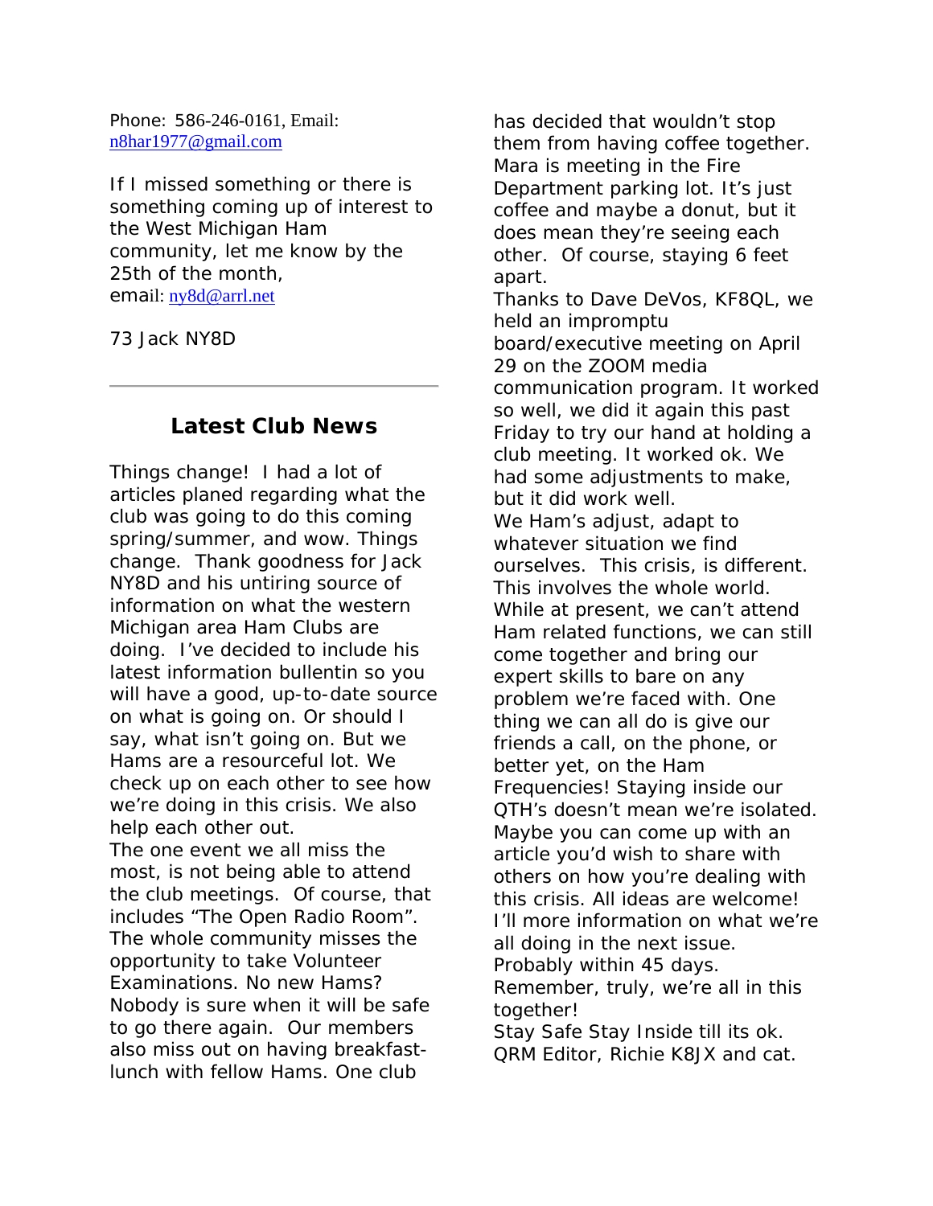Phone: 586-246-0161, Email: n8har1977@gmail.com

If I missed something or there is something coming up of interest to the West Michigan Ham community, let me know by the 25th of the month, email: ny8d@arrl.net

73 Jack NY8D

---

## Latest Club News

Things change! I had a lot of articles planed regarding what the club was going to do this coming spring/summer, and wow. Things change. Thank goodness for Jack NY8D and his untiring source of information on what the western Michigan area Ham Clubs are doing. I've decided to include his latest information bullentin so you will have a good, up-to-date source on what is going on. Or should I say, what isn't going on. But we Hams are a resourceful lot. We check up on each other to see how we're doing in this crisis. We also help each other out.

The one event we all miss the most, is not being able to attend the club meetings. Of course, that includes "The Open Radio Room". The whole community misses the opportunity to take Volunteer Examinations. No new Hams? Nobody is sure when it will be safe to go there again. Our members also miss out on having breakfast-lunch with fellow Hams. One club has decided that wouldn't stop them from having coffee together. Mara is meeting in the Fire Department parking lot. It's just coffee and maybe a donut, but it does mean they're seeing each other. Of course, staying 6 feet apart.

Thanks to Dave DeVos, KF8QL, we held an impromptu board/executive meeting on April 29 on the ZOOM media communication program. It worked so well, we did it again this past Friday to try our hand at holding a club meeting. It worked ok. We had some adjustments to make, but it did work well.

We Ham's adjust, adapt to whatever situation we find ourselves. This crisis, is different. This involves the whole world. While at present, we can't attend Ham related functions, we can still come together and bring our expert skills to bare on any problem we're faced with. One thing we can all do is give our friends a call, on the phone, or better yet, on the Ham Frequencies! Staying inside our QTH's doesn't mean we're isolated. Maybe you can come up with an article you'd wish to share with others on how you're dealing with this crisis. All ideas are welcome! I'll more information on what we're all doing in the next issue. Probably within 45 days.

Remember, truly, we're all in this together!

Stay Safe Stay Inside till its ok.

QRM Editor, Richie K8JX and cat.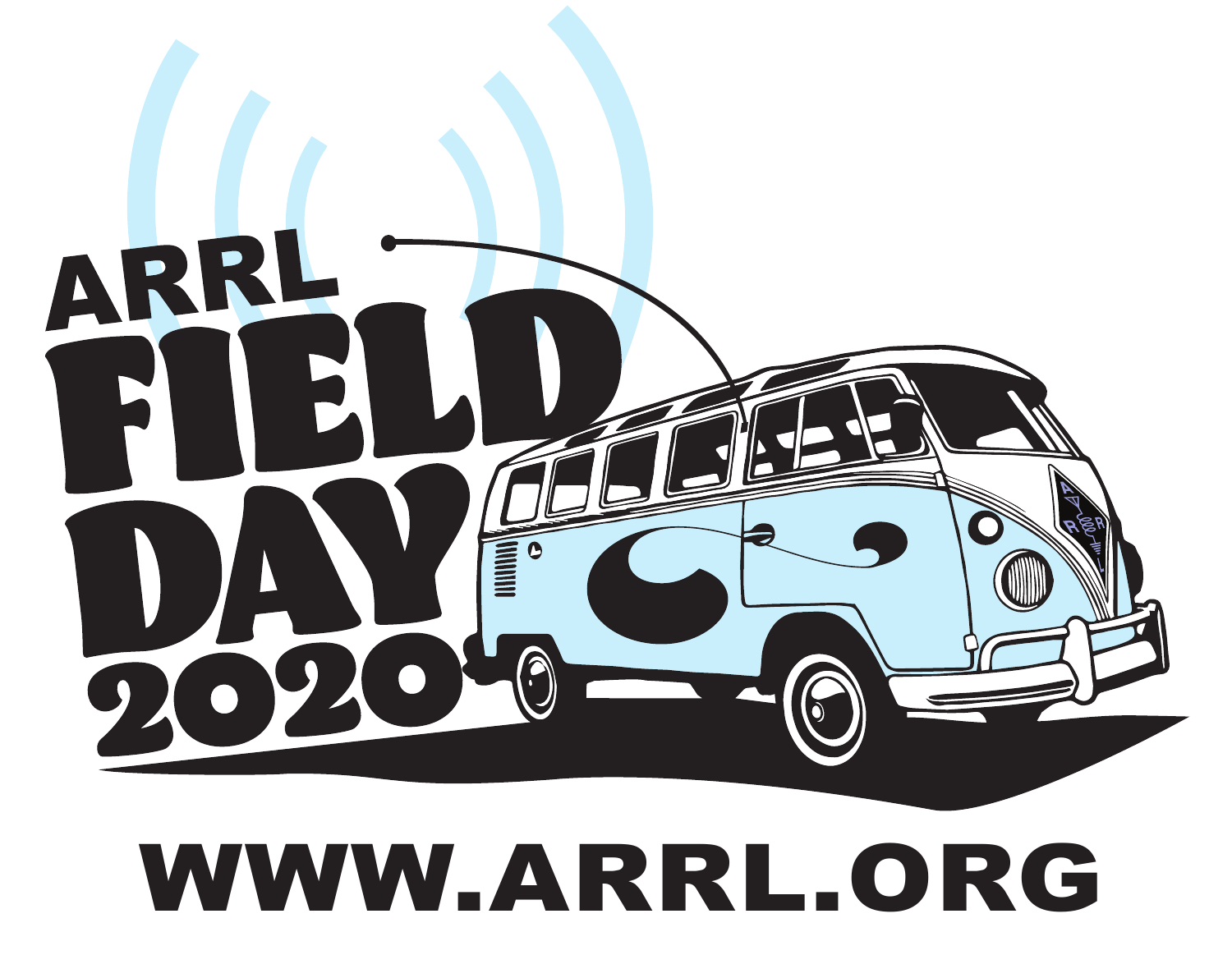ARRL

FIELD DAY

2020

WWW.ARRL.ORG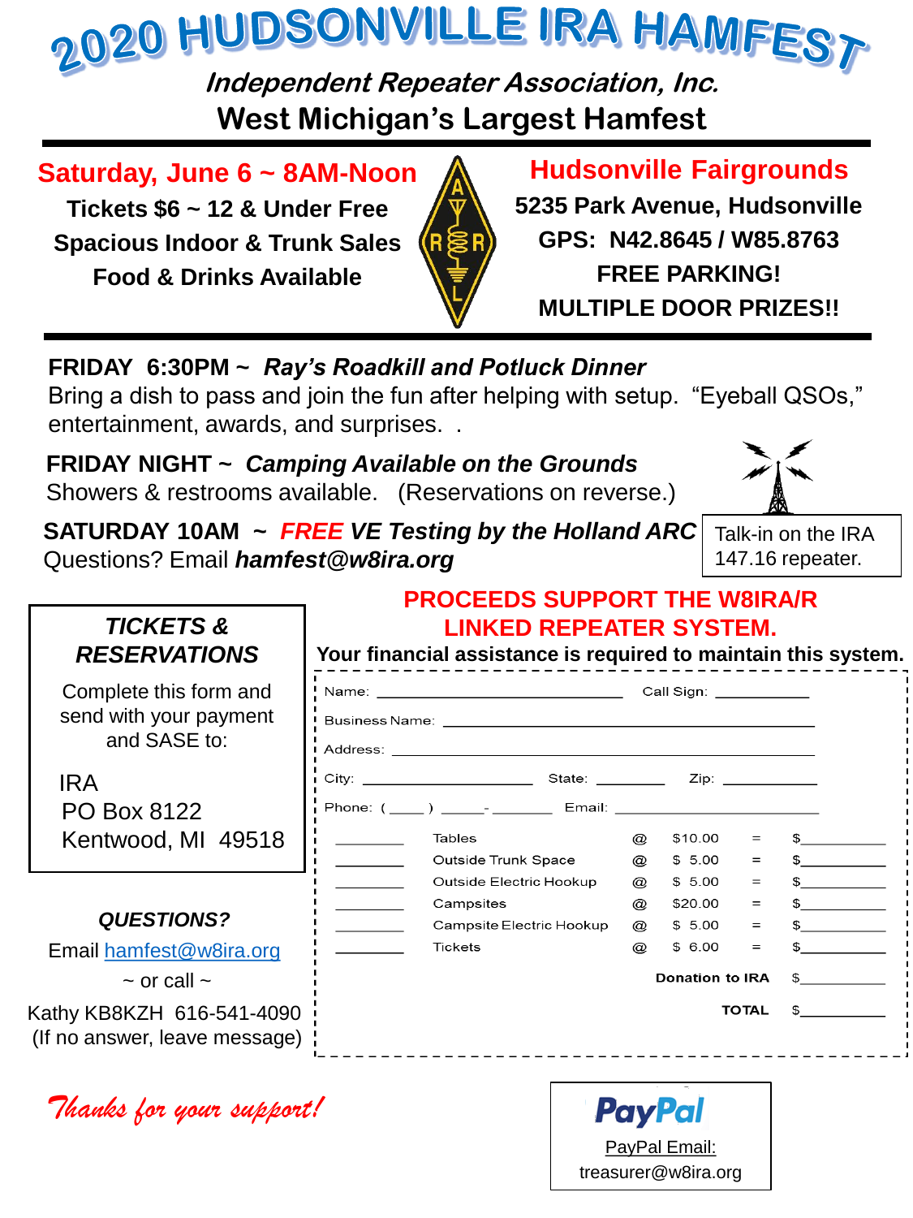# 2020 HUDSONVILLE IRA HAMFEST

***Independent Repeater Association, Inc.***

**West Michigan's Largest Hamfest**

**Saturday, June 6 ~ 8AM-Noon**

**Tickets $6 ~ 12 & Under Free**

**Spacious Indoor & Trunk Sales**

**Food & Drinks Available**

**Hudsonville Fairgrounds**

**5235 Park Avenue, Hudsonville**

**GPS: N42.8645 / W85.8763**

**FREE PARKING!**

**MULTIPLE DOOR PRIZES!!**

**FRIDAY 6:30PM ~** ***Ray's Roadkill and Potluck Dinner***
Bring a dish to pass and join the fun after helping with setup. "Eyeball QSOs," entertainment, awards, and surprises. .

**FRIDAY NIGHT ~** ***Camping Available on the Grounds***
Showers & restrooms available. (Reservations on reverse.)

**SATURDAY 10AM ~** ***FREE VE Testing by the Holland ARC***
Questions? Email ***hamfest@w8ira.org***

Talk-in on the IRA 147.16 repeater.

## *TICKETS & RESERVATIONS*

Complete this form and send with your payment and SASE to:

IRA
PO Box 8122
Kentwood, MI 49518

**PROCEEDS SUPPORT THE W8IRA/R LINKED REPEATER SYSTEM.**

**Your financial assistance is required to maintain this system.**

Name: ____________________ Call Sign: __________

Business Name: ______________________________

Address: ______________________________

City: ______________ State: ________ Zip: __________

Phone: ( ____ ) _____-_______ Email: ____________________

| Qty | Item | | Price | | Amount |
|---|---|---|---|---|---|
| ________ | Tables | @ | $10.00 | = | $__________ |
| ________ | Outside Trunk Space | @ | $ 5.00 | = | $__________ |
| ________ | Outside Electric Hookup | @ | $ 5.00 | = | $__________ |
| ________ | Campsites | @ | $20.00 | = | $__________ |
| ________ | Campsite Electric Hookup | @ | $ 5.00 | = | $__________ |
| ________ | Tickets | @ | $ 6.00 | = | $__________ |
| | | | **Donation to IRA** | | $__________ |
| | | | **TOTAL** | | $__________ |

## *QUESTIONS?*

Email hamfest@w8ira.org

~ or call ~

Kathy KB8KZH 616-541-4090
(If no answer, leave message)

*Thanks for your support!*

PayPal

PayPal Email:
treasurer@w8ira.org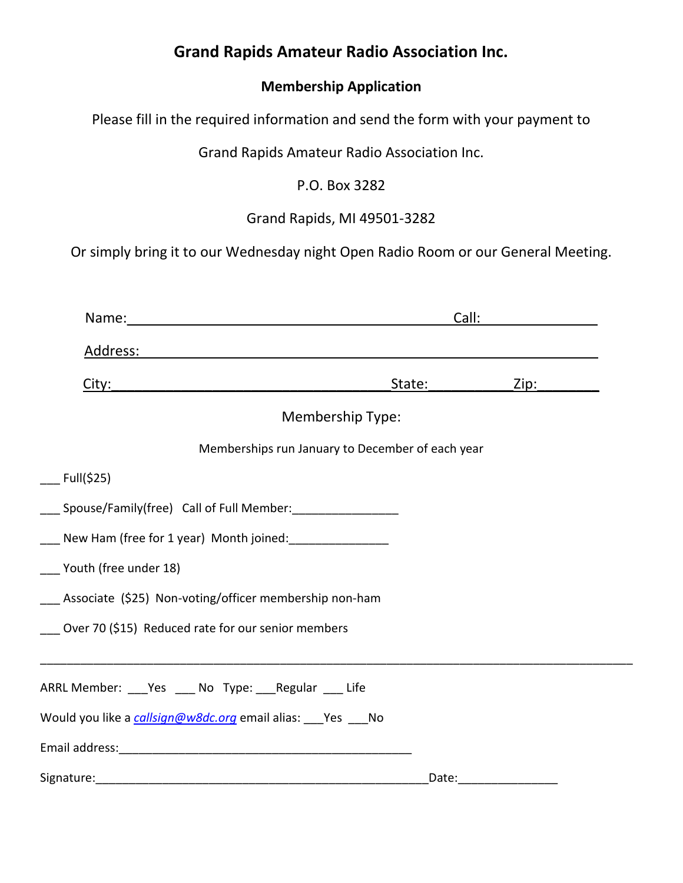# Grand Rapids Amateur Radio Association Inc.

**Membership Application**

Please fill in the required information and send the form with your payment to

Grand Rapids Amateur Radio Association Inc.

P.O. Box 3282

Grand Rapids, MI 49501-3282

Or simply bring it to our Wednesday night Open Radio Room or our General Meeting.

Name:\_\_\_\_\_\_\_\_\_\_\_\_\_\_\_\_\_\_\_\_\_\_\_\_\_\_\_\_\_\_\_\_\_\_\_\_\_\_\_\_\_\_\_\_ Call:\_\_\_\_\_\_\_\_\_\_\_\_\_\_\_\_

Address:\_\_\_\_\_\_\_\_\_\_\_\_\_\_\_\_\_\_\_\_\_\_\_\_\_\_\_\_\_\_\_\_\_\_\_\_\_\_\_\_\_\_\_\_\_\_\_\_\_\_\_\_\_\_\_\_\_\_\_\_

City:\_\_\_\_\_\_\_\_\_\_\_\_\_\_\_\_\_\_\_\_\_\_\_\_\_\_\_\_\_\_\_\_\_\_\_\_\_\_State:\_\_\_\_\_\_\_\_\_\_\_Zip:\_\_\_\_\_\_\_\_\_

Membership Type:

Memberships run January to December of each year

\_\_\_ Full($25)

\_\_\_ Spouse/Family(free) Call of Full Member:\_\_\_\_\_\_\_\_\_\_\_\_\_\_\_\_

\_\_\_ New Ham (free for 1 year) Month joined:\_\_\_\_\_\_\_\_\_\_\_\_\_\_\_

\_\_\_ Youth (free under 18)

\_\_\_ Associate ($25) Non-voting/officer membership non-ham

\_\_\_ Over 70 ($15) Reduced rate for our senior members

---

ARRL Member: \_\_\_Yes \_\_\_ No Type: \_\_\_Regular \_\_\_ Life

Would you like a *callsign@w8dc.org* email alias: \_\_\_Yes \_\_\_No

Email address:\_\_\_\_\_\_\_\_\_\_\_\_\_\_\_\_\_\_\_\_\_\_\_\_\_\_\_\_\_\_\_\_\_\_\_\_\_\_\_\_\_\_\_\_\_\_

Signature:\_\_\_\_\_\_\_\_\_\_\_\_\_\_\_\_\_\_\_\_\_\_\_\_\_\_\_\_\_\_\_\_\_\_\_\_\_\_\_\_\_\_\_\_\_\_\_\_\_\_\_\_\_Date:\_\_\_\_\_\_\_\_\_\_\_\_\_\_\_\_